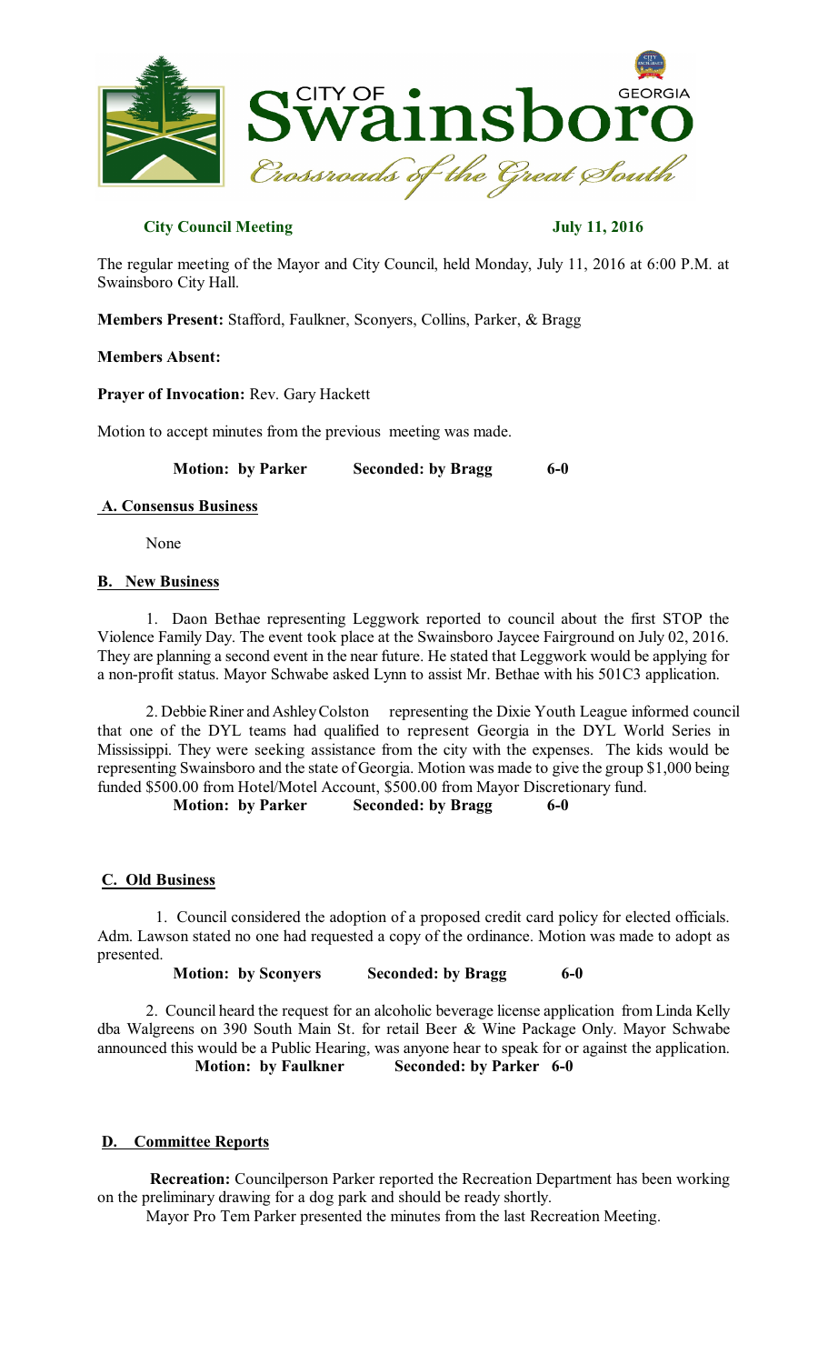# City of Swainsboro Georgia

*Crossroads of the Great South*

**City Council Meeting** **July 11, 2016**

The regular meeting of the Mayor and City Council, held Monday, July 11, 2016 at 6:00 P.M. at Swainsboro City Hall.

**Members Present:** Stafford, Faulkner, Sconyers, Collins, Parker, & Bragg

**Members Absent:**

**Prayer of Invocation:** Rev. Gary Hackett

Motion to accept minutes from the previous meeting was made.

**Motion: by Parker** **Seconded: by Bragg** **6-0**

## A. Consensus Business

None

## B. New Business

1. Daon Bethae representing Leggwork reported to council about the first STOP the Violence Family Day. The event took place at the Swainsboro Jaycee Fairground on July 02, 2016. They are planning a second event in the near future. He stated that Leggwork would be applying for a non-profit status. Mayor Schwabe asked Lynn to assist Mr. Bethae with his 501C3 application.

2. Debbie Riner and Ashley Colston representing the Dixie Youth League informed council that one of the DYL teams had qualified to represent Georgia in the DYL World Series in Mississippi. They were seeking assistance from the city with the expenses. The kids would be representing Swainsboro and the state of Georgia. Motion was made to give the group $1,000 being funded $500.00 from Hotel/Motel Account, $500.00 from Mayor Discretionary fund.

**Motion: by Parker** **Seconded: by Bragg** **6-0**

## C. Old Business

1. Council considered the adoption of a proposed credit card policy for elected officials. Adm. Lawson stated no one had requested a copy of the ordinance. Motion was made to adopt as presented.

**Motion: by Sconyers** **Seconded: by Bragg** **6-0**

2. Council heard the request for an alcoholic beverage license application from Linda Kelly dba Walgreens on 390 South Main St. for retail Beer & Wine Package Only. Mayor Schwabe announced this would be a Public Hearing, was anyone hear to speak for or against the application.

**Motion: by Faulkner** **Seconded: by Parker 6-0**

## D. Committee Reports

**Recreation:** Councilperson Parker reported the Recreation Department has been working on the preliminary drawing for a dog park and should be ready shortly.

Mayor Pro Tem Parker presented the minutes from the last Recreation Meeting.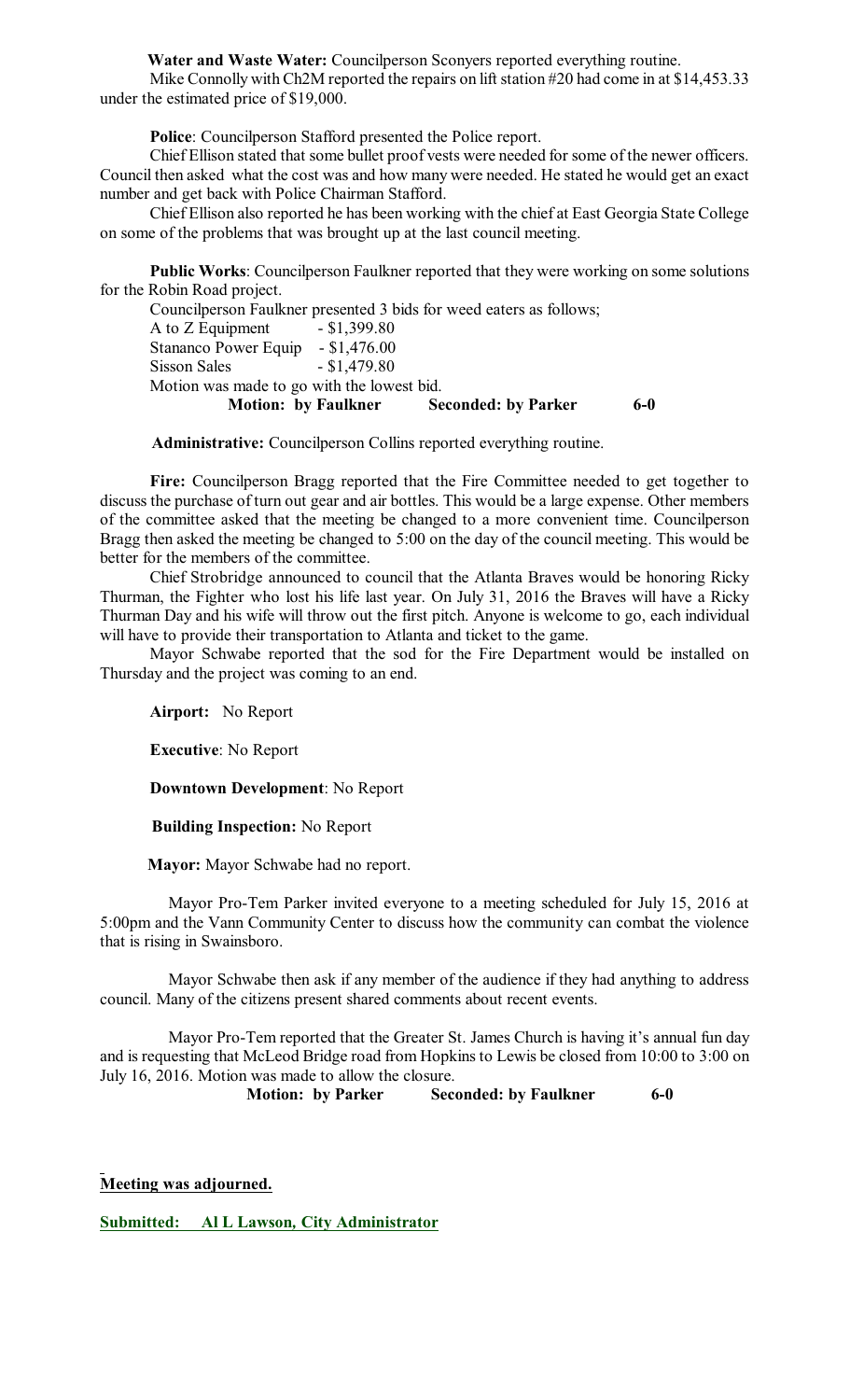**Water and Waste Water:** Councilperson Sconyers reported everything routine.

Mike Connolly with Ch2M reported the repairs on lift station #20 had come in at $14,453.33 under the estimated price of $19,000.

**Police**: Councilperson Stafford presented the Police report.

Chief Ellison stated that some bullet proof vests were needed for some of the newer officers. Council then asked what the cost was and how many were needed. He stated he would get an exact number and get back with Police Chairman Stafford.

Chief Ellison also reported he has been working with the chief at East Georgia State College on some of the problems that was brought up at the last council meeting.

**Public Works**: Councilperson Faulkner reported that they were working on some solutions for the Robin Road project.

Councilperson Faulkner presented 3 bids for weed eaters as follows;

| | |
|---|---|
| A to Z Equipment | - $1,399.80 |
| Stananco Power Equip | - $1,476.00 |
| Sisson Sales | - $1,479.80 |

Motion was made to go with the lowest bid.

**Motion: by Faulkner    Seconded: by Parker    6-0**

**Administrative:** Councilperson Collins reported everything routine.

**Fire:** Councilperson Bragg reported that the Fire Committee needed to get together to discuss the purchase of turn out gear and air bottles. This would be a large expense. Other members of the committee asked that the meeting be changed to a more convenient time. Councilperson Bragg then asked the meeting be changed to 5:00 on the day of the council meeting. This would be better for the members of the committee.

Chief Strobridge announced to council that the Atlanta Braves would be honoring Ricky Thurman, the Fighter who lost his life last year. On July 31, 2016 the Braves will have a Ricky Thurman Day and his wife will throw out the first pitch. Anyone is welcome to go, each individual will have to provide their transportation to Atlanta and ticket to the game.

Mayor Schwabe reported that the sod for the Fire Department would be installed on Thursday and the project was coming to an end.

**Airport:** No Report

**Executive**: No Report

**Downtown Development**: No Report

**Building Inspection:** No Report

**Mayor:** Mayor Schwabe had no report.

Mayor Pro-Tem Parker invited everyone to a meeting scheduled for July 15, 2016 at 5:00pm and the Vann Community Center to discuss how the community can combat the violence that is rising in Swainsboro.

Mayor Schwabe then ask if any member of the audience if they had anything to address council. Many of the citizens present shared comments about recent events.

Mayor Pro-Tem reported that the Greater St. James Church is having it's annual fun day and is requesting that McLeod Bridge road from Hopkins to Lewis be closed from 10:00 to 3:00 on July 16, 2016. Motion was made to allow the closure.

**Motion: by Parker    Seconded: by Faulkner    6-0**

**Meeting was adjourned.**

**Submitted: Al L Lawson, City Administrator**